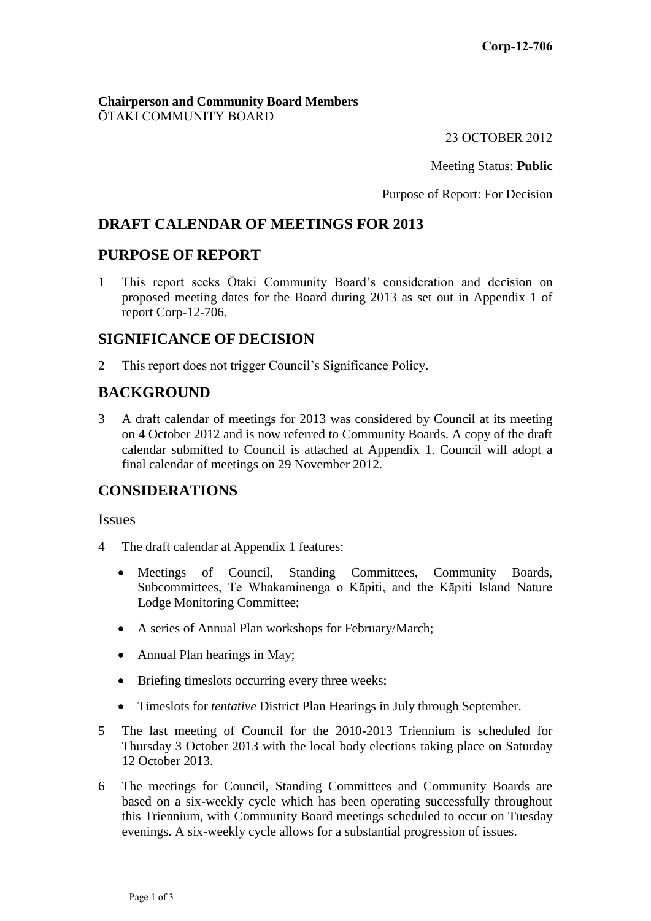**Corp-12-706**

**Chairperson and Community Board Members**
ŌTAKI COMMUNITY BOARD

23 OCTOBER 2012

Meeting Status: **Public**

Purpose of Report: For Decision

## DRAFT CALENDAR OF MEETINGS FOR 2013

## PURPOSE OF REPORT

1 This report seeks Ōtaki Community Board's consideration and decision on proposed meeting dates for the Board during 2013 as set out in Appendix 1 of report Corp-12-706.

## SIGNIFICANCE OF DECISION

2 This report does not trigger Council's Significance Policy.

## BACKGROUND

3 A draft calendar of meetings for 2013 was considered by Council at its meeting on 4 October 2012 and is now referred to Community Boards. A copy of the draft calendar submitted to Council is attached at Appendix 1. Council will adopt a final calendar of meetings on 29 November 2012.

## CONSIDERATIONS

### Issues

4 The draft calendar at Appendix 1 features:

- Meetings of Council, Standing Committees, Community Boards, Subcommittees, Te Whakaminenga o Kāpiti, and the Kāpiti Island Nature Lodge Monitoring Committee;
- A series of Annual Plan workshops for February/March;
- Annual Plan hearings in May;
- Briefing timeslots occurring every three weeks;
- Timeslots for *tentative* District Plan Hearings in July through September.

5 The last meeting of Council for the 2010-2013 Triennium is scheduled for Thursday 3 October 2013 with the local body elections taking place on Saturday 12 October 2013.

6 The meetings for Council, Standing Committees and Community Boards are based on a six-weekly cycle which has been operating successfully throughout this Triennium, with Community Board meetings scheduled to occur on Tuesday evenings. A six-weekly cycle allows for a substantial progression of issues.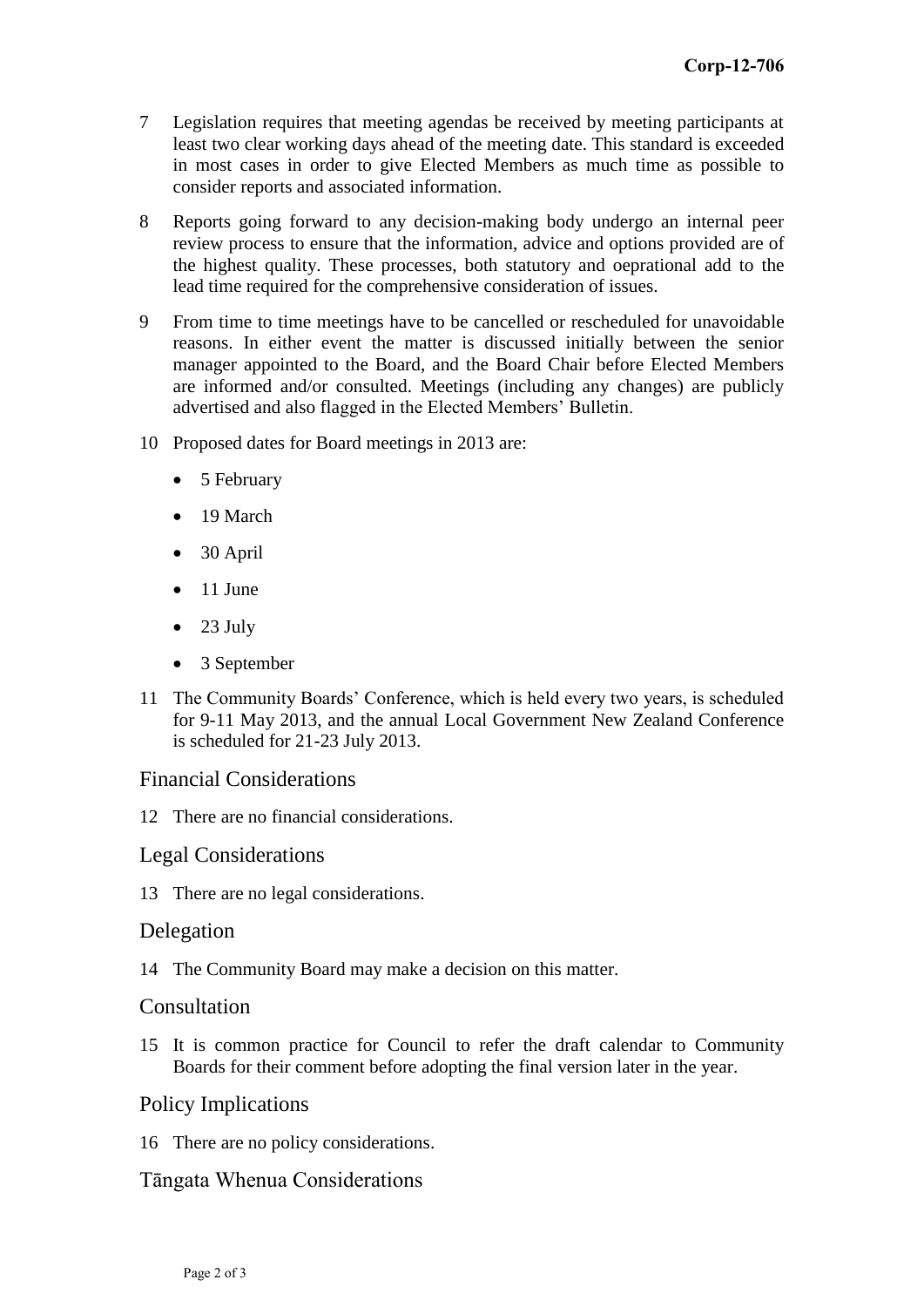7 Legislation requires that meeting agendas be received by meeting participants at least two clear working days ahead of the meeting date. This standard is exceeded in most cases in order to give Elected Members as much time as possible to consider reports and associated information.

8 Reports going forward to any decision-making body undergo an internal peer review process to ensure that the information, advice and options provided are of the highest quality. These processes, both statutory and oeprational add to the lead time required for the comprehensive consideration of issues.

9 From time to time meetings have to be cancelled or rescheduled for unavoidable reasons. In either event the matter is discussed initially between the senior manager appointed to the Board, and the Board Chair before Elected Members are informed and/or consulted. Meetings (including any changes) are publicly advertised and also flagged in the Elected Members' Bulletin.

10 Proposed dates for Board meetings in 2013 are:

- 5 February
- 19 March
- 30 April
- 11 June
- 23 July
- 3 September

11 The Community Boards' Conference, which is held every two years, is scheduled for 9-11 May 2013, and the annual Local Government New Zealand Conference is scheduled for 21-23 July 2013.

## Financial Considerations

12 There are no financial considerations.

## Legal Considerations

13 There are no legal considerations.

## Delegation

14 The Community Board may make a decision on this matter.

## Consultation

15 It is common practice for Council to refer the draft calendar to Community Boards for their comment before adopting the final version later in the year.

## Policy Implications

16 There are no policy considerations.

## Tāngata Whenua Considerations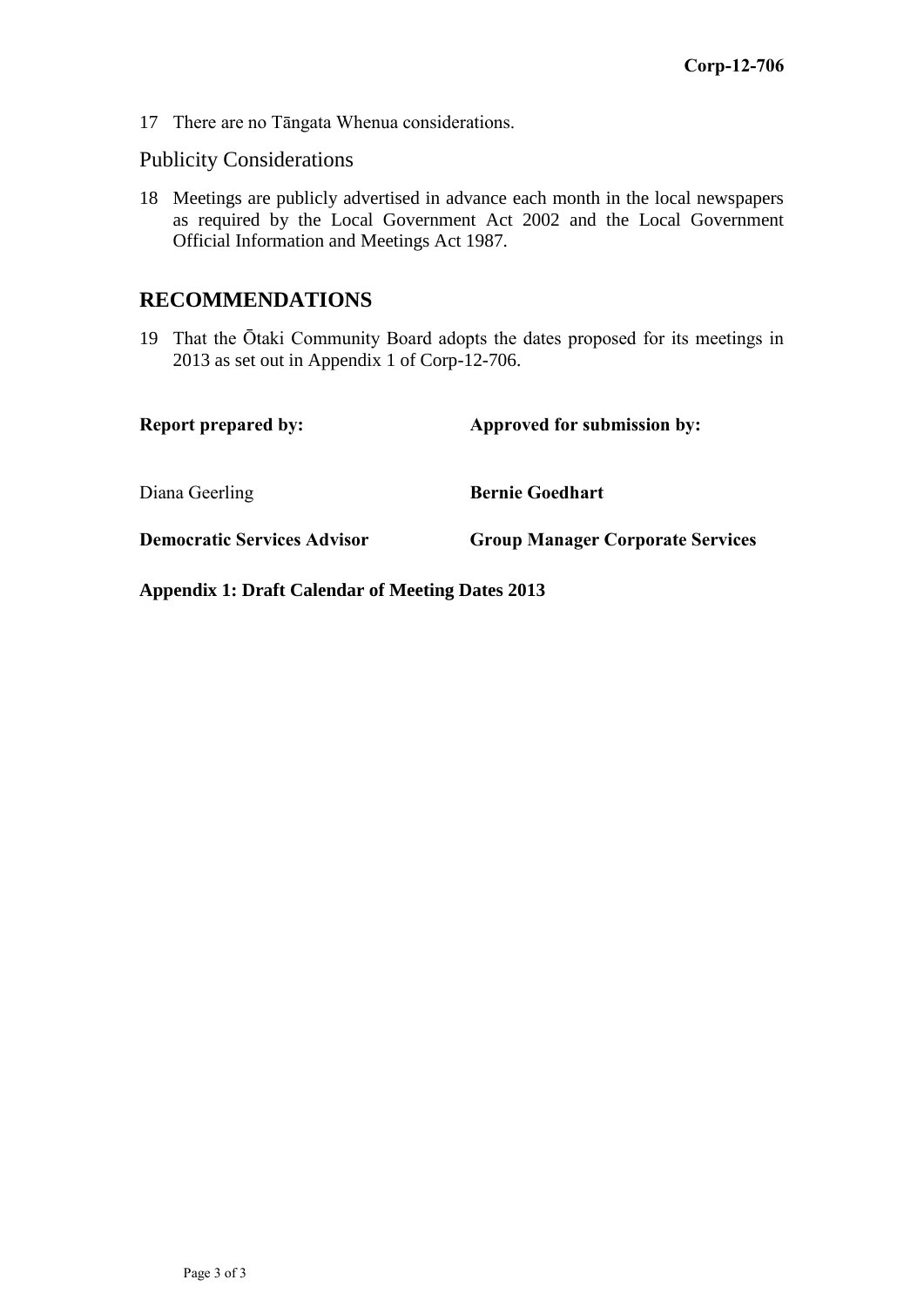17 There are no Tāngata Whenua considerations.

## Publicity Considerations

18 Meetings are publicly advertised in advance each month in the local newspapers as required by the Local Government Act 2002 and the Local Government Official Information and Meetings Act 1987.

## RECOMMENDATIONS

19 That the Ōtaki Community Board adopts the dates proposed for its meetings in 2013 as set out in Appendix 1 of Corp-12-706.

| | |
|---|---|
| **Report prepared by:** | **Approved for submission by:** |
| Diana Geerling | **Bernie Goedhart** |
| **Democratic Services Advisor** | **Group Manager Corporate Services** |

**Appendix 1: Draft Calendar of Meeting Dates 2013**